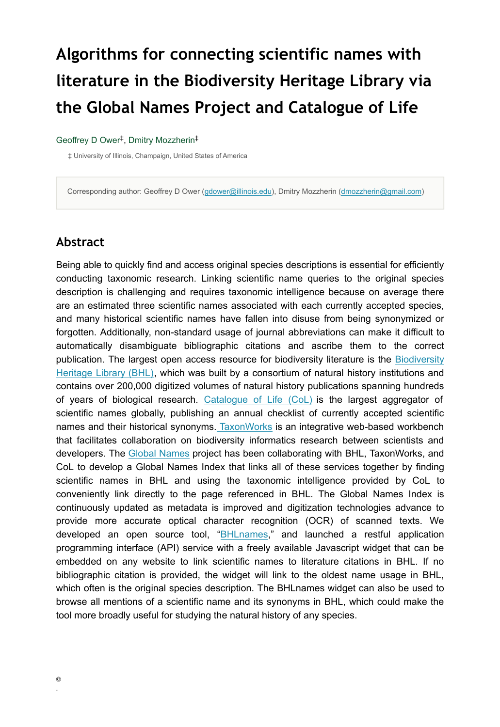# Algorithms for connecting scientific names with literature in the Biodiversity Heritage Library via the Global Names Project and Catalogue of Life

Geoffrey D Ower[‡], Dmitry Mozzherin[‡]

‡ University of Illinois, Champaign, United States of America

Corresponding author: Geoffrey D Ower (gdower@illinois.edu), Dmitry Mozzherin (dmozzherin@gmail.com)

## Abstract

Being able to quickly find and access original species descriptions is essential for efficiently conducting taxonomic research. Linking scientific name queries to the original species description is challenging and requires taxonomic intelligence because on average there are an estimated three scientific names associated with each currently accepted species, and many historical scientific names have fallen into disuse from being synonymized or forgotten. Additionally, non-standard usage of journal abbreviations can make it difficult to automatically disambiguate bibliographic citations and ascribe them to the correct publication. The largest open access resource for biodiversity literature is the Biodiversity Heritage Library (BHL), which was built by a consortium of natural history institutions and contains over 200,000 digitized volumes of natural history publications spanning hundreds of years of biological research. Catalogue of Life (CoL) is the largest aggregator of scientific names globally, publishing an annual checklist of currently accepted scientific names and their historical synonyms. TaxonWorks is an integrative web-based workbench that facilitates collaboration on biodiversity informatics research between scientists and developers. The Global Names project has been collaborating with BHL, TaxonWorks, and CoL to develop a Global Names Index that links all of these services together by finding scientific names in BHL and using the taxonomic intelligence provided by CoL to conveniently link directly to the page referenced in BHL. The Global Names Index is continuously updated as metadata is improved and digitization technologies advance to provide more accurate optical character recognition (OCR) of scanned texts. We developed an open source tool, "BHLnames," and launched a restful application programming interface (API) service with a freely available Javascript widget that can be embedded on any website to link scientific names to literature citations in BHL. If no bibliographic citation is provided, the widget will link to the oldest name usage in BHL, which often is the original species description. The BHLnames widget can also be used to browse all mentions of a scientific name and its synonyms in BHL, which could make the tool more broadly useful for studying the natural history of any species.

©

.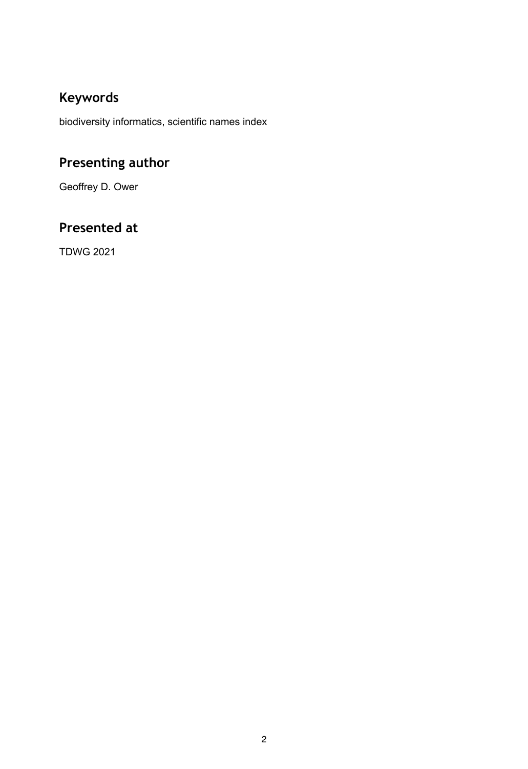## Keywords

biodiversity informatics, scientific names index

## Presenting author

Geoffrey D. Ower

## Presented at

TDWG 2021